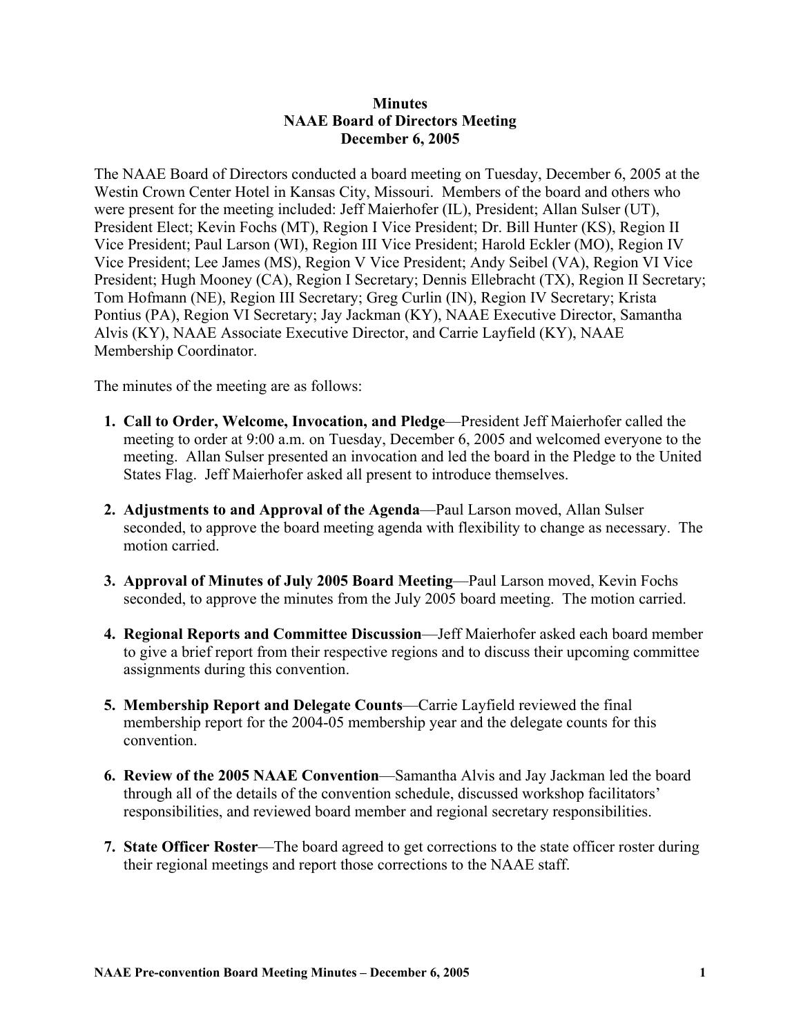**Minutes**
**NAAE Board of Directors Meeting**
**December 6, 2005**

The NAAE Board of Directors conducted a board meeting on Tuesday, December 6, 2005 at the Westin Crown Center Hotel in Kansas City, Missouri. Members of the board and others who were present for the meeting included: Jeff Maierhofer (IL), President; Allan Sulser (UT), President Elect; Kevin Fochs (MT), Region I Vice President; Dr. Bill Hunter (KS), Region II Vice President; Paul Larson (WI), Region III Vice President; Harold Eckler (MO), Region IV Vice President; Lee James (MS), Region V Vice President; Andy Seibel (VA), Region VI Vice President; Hugh Mooney (CA), Region I Secretary; Dennis Ellebracht (TX), Region II Secretary; Tom Hofmann (NE), Region III Secretary; Greg Curlin (IN), Region IV Secretary; Krista Pontius (PA), Region VI Secretary; Jay Jackman (KY), NAAE Executive Director, Samantha Alvis (KY), NAAE Associate Executive Director, and Carrie Layfield (KY), NAAE Membership Coordinator.

The minutes of the meeting are as follows:

1. **Call to Order, Welcome, Invocation, and Pledge**—President Jeff Maierhofer called the meeting to order at 9:00 a.m. on Tuesday, December 6, 2005 and welcomed everyone to the meeting. Allan Sulser presented an invocation and led the board in the Pledge to the United States Flag. Jeff Maierhofer asked all present to introduce themselves.

2. **Adjustments to and Approval of the Agenda**—Paul Larson moved, Allan Sulser seconded, to approve the board meeting agenda with flexibility to change as necessary. The motion carried.

3. **Approval of Minutes of July 2005 Board Meeting**—Paul Larson moved, Kevin Fochs seconded, to approve the minutes from the July 2005 board meeting. The motion carried.

4. **Regional Reports and Committee Discussion**—Jeff Maierhofer asked each board member to give a brief report from their respective regions and to discuss their upcoming committee assignments during this convention.

5. **Membership Report and Delegate Counts**—Carrie Layfield reviewed the final membership report for the 2004-05 membership year and the delegate counts for this convention.

6. **Review of the 2005 NAAE Convention**—Samantha Alvis and Jay Jackman led the board through all of the details of the convention schedule, discussed workshop facilitators' responsibilities, and reviewed board member and regional secretary responsibilities.

7. **State Officer Roster**—The board agreed to get corrections to the state officer roster during their regional meetings and report those corrections to the NAAE staff.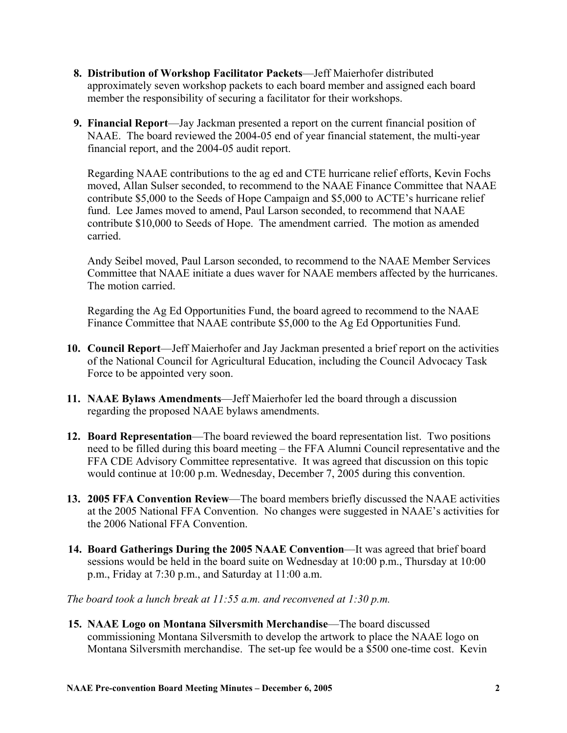8. **Distribution of Workshop Facilitator Packets**—Jeff Maierhofer distributed approximately seven workshop packets to each board member and assigned each board member the responsibility of securing a facilitator for their workshops.

9. **Financial Report**—Jay Jackman presented a report on the current financial position of NAAE. The board reviewed the 2004-05 end of year financial statement, the multi-year financial report, and the 2004-05 audit report.

   Regarding NAAE contributions to the ag ed and CTE hurricane relief efforts, Kevin Fochs moved, Allan Sulser seconded, to recommend to the NAAE Finance Committee that NAAE contribute $5,000 to the Seeds of Hope Campaign and $5,000 to ACTE's hurricane relief fund. Lee James moved to amend, Paul Larson seconded, to recommend that NAAE contribute $10,000 to Seeds of Hope. The amendment carried. The motion as amended carried.

   Andy Seibel moved, Paul Larson seconded, to recommend to the NAAE Member Services Committee that NAAE initiate a dues waver for NAAE members affected by the hurricanes. The motion carried.

   Regarding the Ag Ed Opportunities Fund, the board agreed to recommend to the NAAE Finance Committee that NAAE contribute $5,000 to the Ag Ed Opportunities Fund.

10. **Council Report**—Jeff Maierhofer and Jay Jackman presented a brief report on the activities of the National Council for Agricultural Education, including the Council Advocacy Task Force to be appointed very soon.

11. **NAAE Bylaws Amendments**—Jeff Maierhofer led the board through a discussion regarding the proposed NAAE bylaws amendments.

12. **Board Representation**—The board reviewed the board representation list. Two positions need to be filled during this board meeting – the FFA Alumni Council representative and the FFA CDE Advisory Committee representative. It was agreed that discussion on this topic would continue at 10:00 p.m. Wednesday, December 7, 2005 during this convention.

13. **2005 FFA Convention Review**—The board members briefly discussed the NAAE activities at the 2005 National FFA Convention. No changes were suggested in NAAE's activities for the 2006 National FFA Convention.

14. **Board Gatherings During the 2005 NAAE Convention**—It was agreed that brief board sessions would be held in the board suite on Wednesday at 10:00 p.m., Thursday at 10:00 p.m., Friday at 7:30 p.m., and Saturday at 11:00 a.m.

*The board took a lunch break at 11:55 a.m. and reconvened at 1:30 p.m.*

15. **NAAE Logo on Montana Silversmith Merchandise**—The board discussed commissioning Montana Silversmith to develop the artwork to place the NAAE logo on Montana Silversmith merchandise. The set-up fee would be a $500 one-time cost. Kevin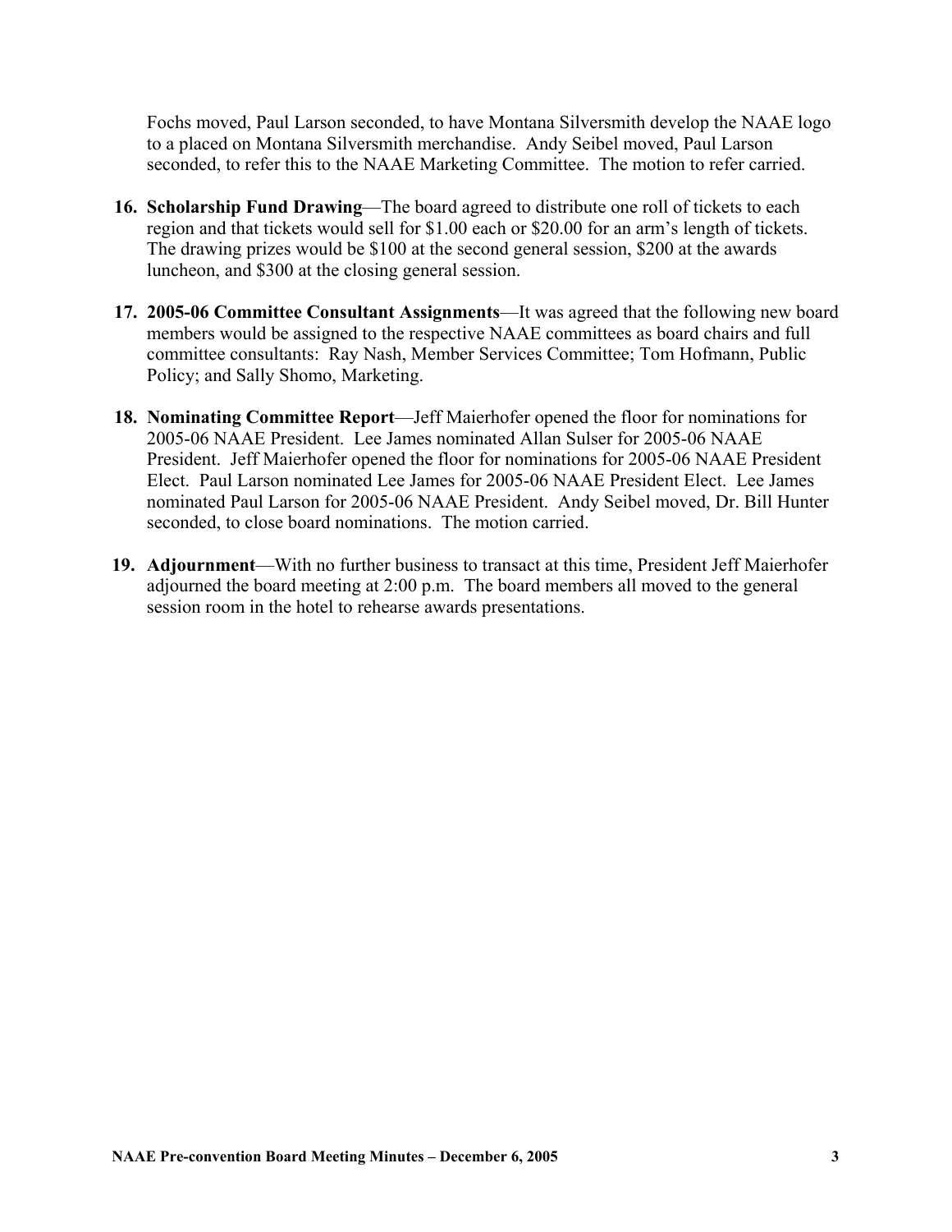Fochs moved, Paul Larson seconded, to have Montana Silversmith develop the NAAE logo to a placed on Montana Silversmith merchandise. Andy Seibel moved, Paul Larson seconded, to refer this to the NAAE Marketing Committee. The motion to refer carried.

16. **Scholarship Fund Drawing**—The board agreed to distribute one roll of tickets to each region and that tickets would sell for $1.00 each or $20.00 for an arm's length of tickets. The drawing prizes would be $100 at the second general session, $200 at the awards luncheon, and $300 at the closing general session.

17. **2005-06 Committee Consultant Assignments**—It was agreed that the following new board members would be assigned to the respective NAAE committees as board chairs and full committee consultants: Ray Nash, Member Services Committee; Tom Hofmann, Public Policy; and Sally Shomo, Marketing.

18. **Nominating Committee Report**—Jeff Maierhofer opened the floor for nominations for 2005-06 NAAE President. Lee James nominated Allan Sulser for 2005-06 NAAE President. Jeff Maierhofer opened the floor for nominations for 2005-06 NAAE President Elect. Paul Larson nominated Lee James for 2005-06 NAAE President Elect. Lee James nominated Paul Larson for 2005-06 NAAE President. Andy Seibel moved, Dr. Bill Hunter seconded, to close board nominations. The motion carried.

19. **Adjournment**—With no further business to transact at this time, President Jeff Maierhofer adjourned the board meeting at 2:00 p.m. The board members all moved to the general session room in the hotel to rehearse awards presentations.